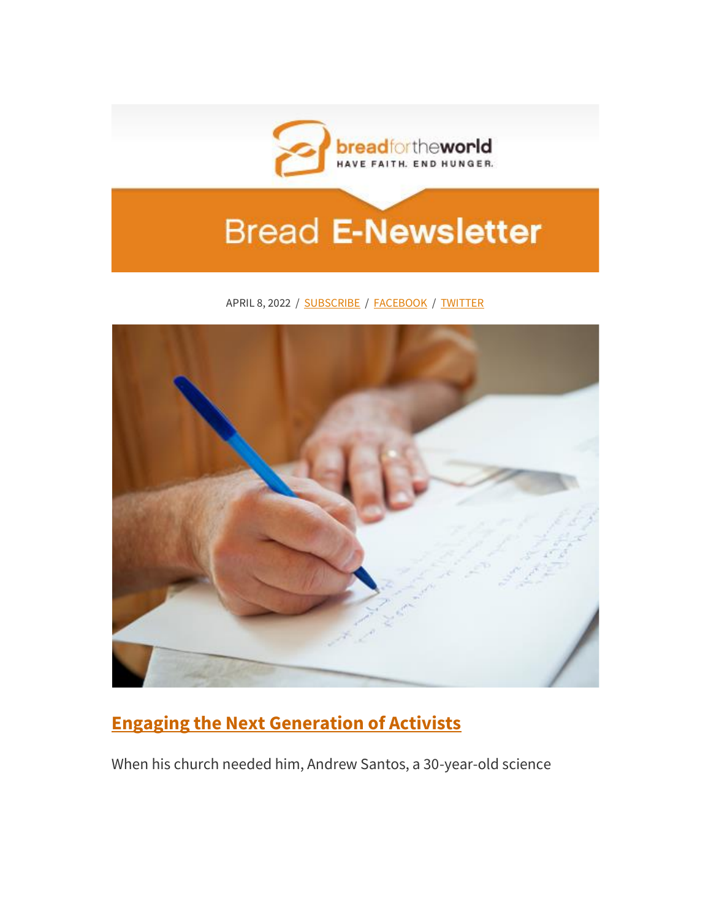breadfortheworld

HAVE FAITH. END HUNGER.

# Bread E-Newsletter

APRIL 8, 2022 / SUBSCRIBE / FACEBOOK / TWITTER

## Engaging the Next Generation of Activists

When his church needed him, Andrew Santos, a 30-year-old science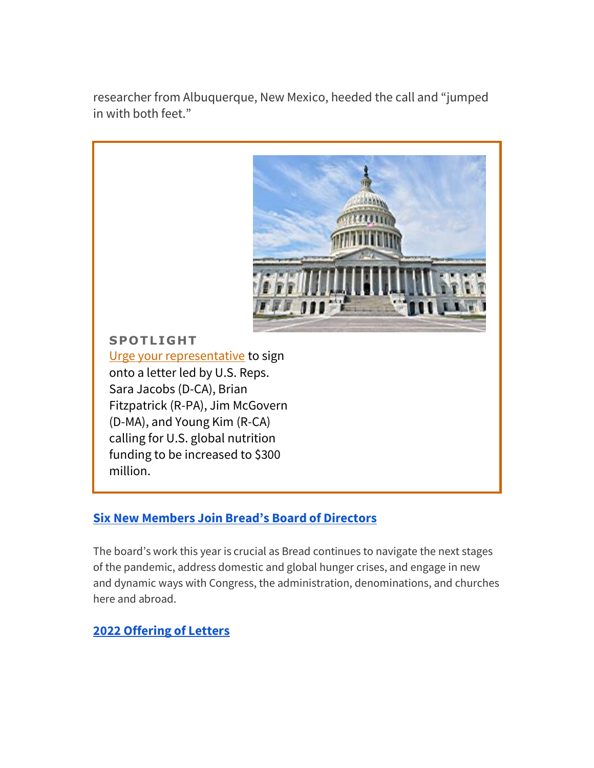researcher from Albuquerque, New Mexico, heeded the call and "jumped in with both feet."

**SPOTLIGHT**

Urge your representative to sign onto a letter led by U.S. Reps. Sara Jacobs (D-CA), Brian Fitzpatrick (R-PA), Jim McGovern (D-MA), and Young Kim (R-CA) calling for U.S. global nutrition funding to be increased to $300 million.

## **Six New Members Join Bread's Board of Directors**

The board's work this year is crucial as Bread continues to navigate the next stages of the pandemic, address domestic and global hunger crises, and engage in new and dynamic ways with Congress, the administration, denominations, and churches here and abroad.

## **2022 Offering of Letters**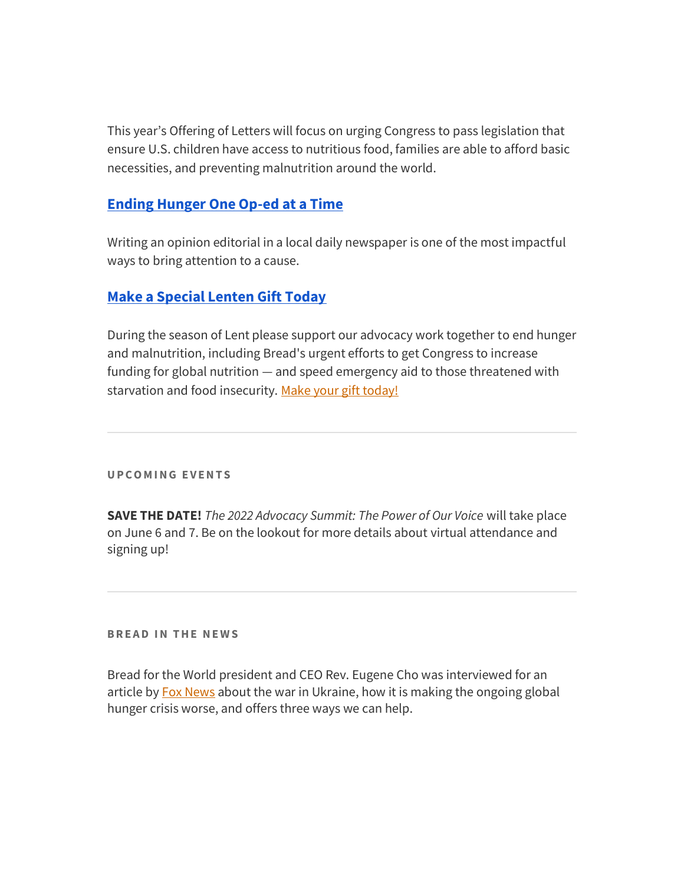This year's Offering of Letters will focus on urging Congress to pass legislation that ensure U.S. children have access to nutritious food, families are able to afford basic necessities, and preventing malnutrition around the world.

### Ending Hunger One Op-ed at a Time

Writing an opinion editorial in a local daily newspaper is one of the most impactful ways to bring attention to a cause.

### Make a Special Lenten Gift Today

During the season of Lent please support our advocacy work together to end hunger and malnutrition, including Bread's urgent efforts to get Congress to increase funding for global nutrition — and speed emergency aid to those threatened with starvation and food insecurity. Make your gift today!

---

## UPCOMING EVENTS

**SAVE THE DATE!** *The 2022 Advocacy Summit: The Power of Our Voice* will take place on June 6 and 7. Be on the lookout for more details about virtual attendance and signing up!

---

## BREAD IN THE NEWS

Bread for the World president and CEO Rev. Eugene Cho was interviewed for an article by Fox News about the war in Ukraine, how it is making the ongoing global hunger crisis worse, and offers three ways we can help.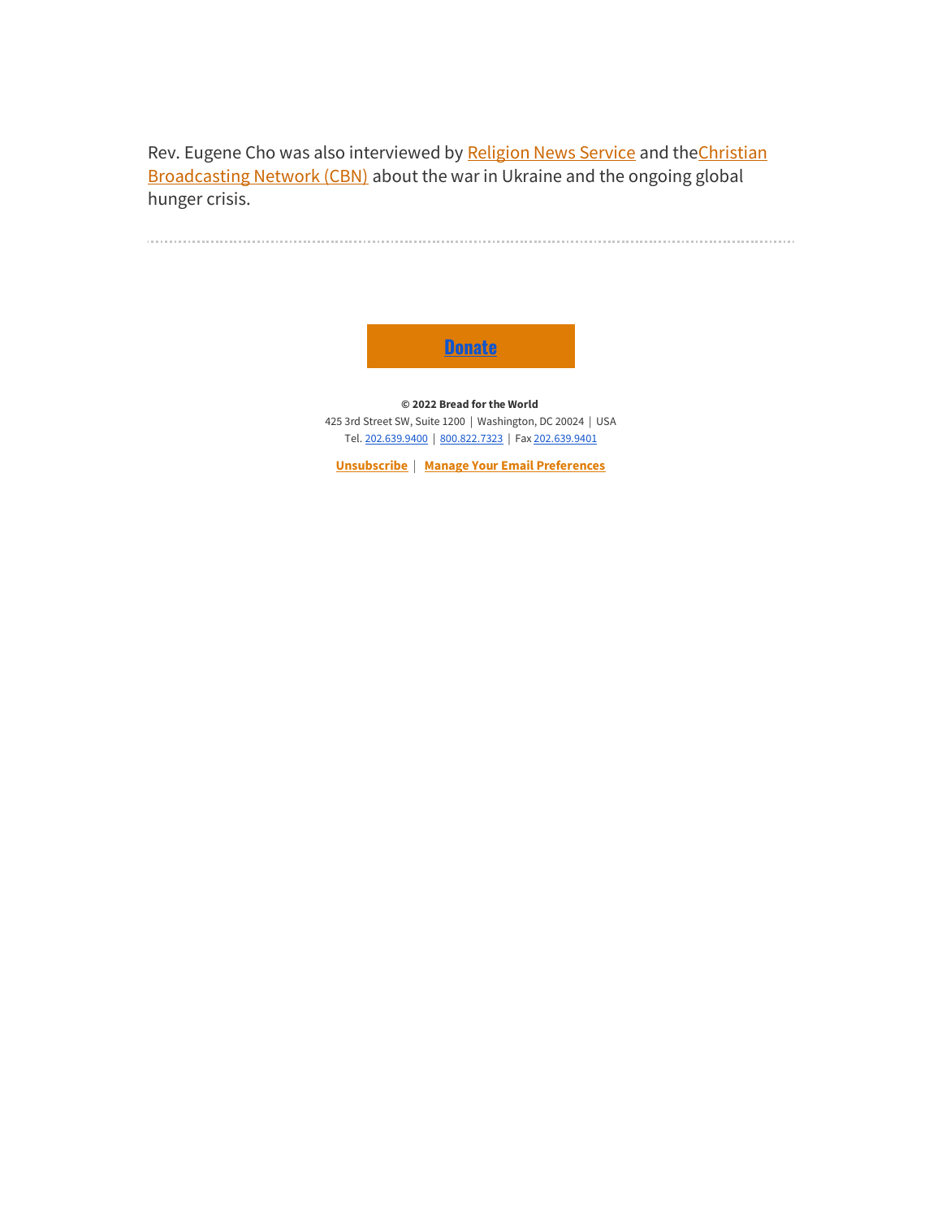Rev. Eugene Cho was also interviewed by Religion News Service and theChristian Broadcasting Network (CBN) about the war in Ukraine and the ongoing global hunger crisis.

---

**Donate**

**© 2022 Bread for the World**
425 3rd Street SW, Suite 1200 | Washington, DC 20024 | USA
Tel. 202.639.9400 | 800.822.7323 | Fax 202.639.9401

**Unsubscribe** | **Manage Your Email Preferences**